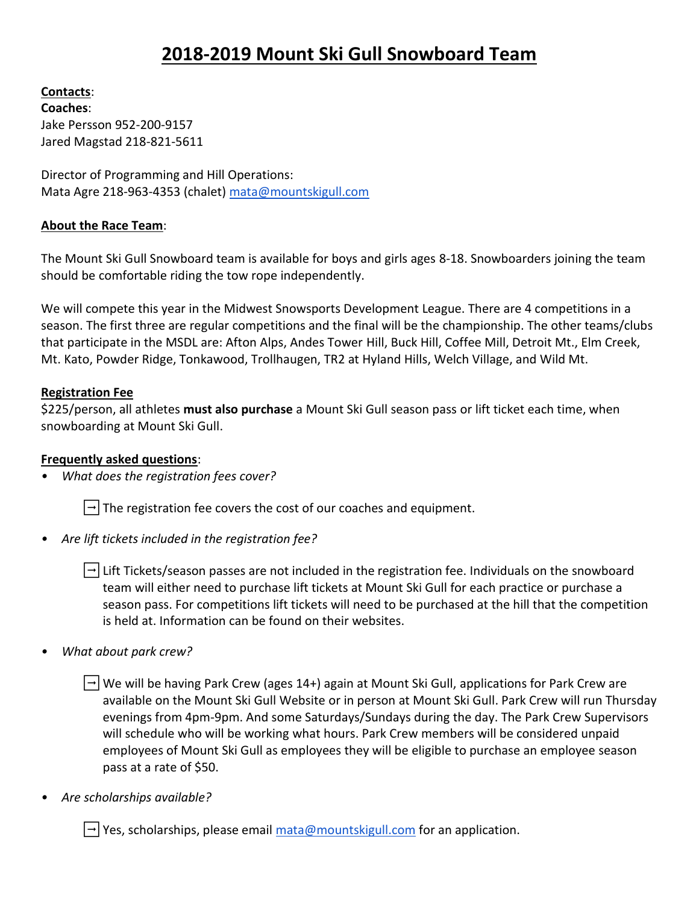# 2018-2019 Mount Ski Gull Snowboard Team

**Contacts**:

**Coaches**:

Jake Persson 952-200-9157

Jared Magstad 218-821-5611

Director of Programming and Hill Operations:

Mata Agre 218-963-4353 (chalet) mata@mountskigull.com

**About the Race Team**:

The Mount Ski Gull Snowboard team is available for boys and girls ages 8-18. Snowboarders joining the team should be comfortable riding the tow rope independently.

We will compete this year in the Midwest Snowsports Development League. There are 4 competitions in a season. The first three are regular competitions and the final will be the championship. The other teams/clubs that participate in the MSDL are: Afton Alps, Andes Tower Hill, Buck Hill, Coffee Mill, Detroit Mt., Elm Creek, Mt. Kato, Powder Ridge, Tonkawood, Trollhaugen, TR2 at Hyland Hills, Welch Village, and Wild Mt.

**Registration Fee**

$225/person, all athletes **must also purchase** a Mount Ski Gull season pass or lift ticket each time, when snowboarding at Mount Ski Gull.

**Frequently asked questions**:

- *What does the registration fees cover?*
  - → The registration fee covers the cost of our coaches and equipment.
- *Are lift tickets included in the registration fee?*
  - → Lift Tickets/season passes are not included in the registration fee. Individuals on the snowboard team will either need to purchase lift tickets at Mount Ski Gull for each practice or purchase a season pass. For competitions lift tickets will need to be purchased at the hill that the competition is held at. Information can be found on their websites.
- *What about park crew?*
  - → We will be having Park Crew (ages 14+) again at Mount Ski Gull, applications for Park Crew are available on the Mount Ski Gull Website or in person at Mount Ski Gull. Park Crew will run Thursday evenings from 4pm-9pm. And some Saturdays/Sundays during the day. The Park Crew Supervisors will schedule who will be working what hours. Park Crew members will be considered unpaid employees of Mount Ski Gull as employees they will be eligible to purchase an employee season pass at a rate of $50.
- *Are scholarships available?*
  - → Yes, scholarships, please email mata@mountskigull.com for an application.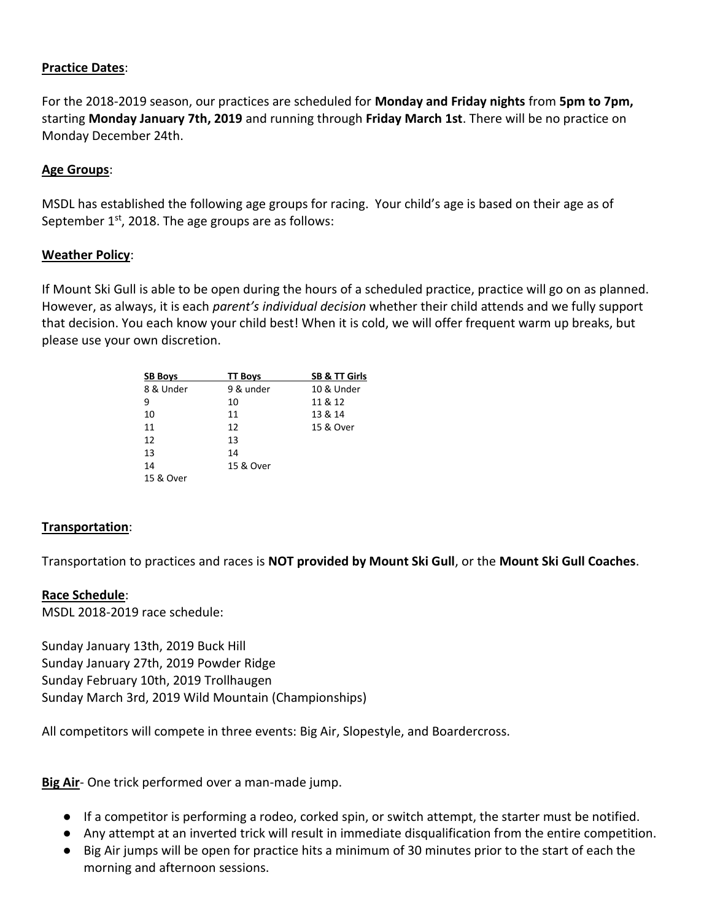**Practice Dates**:

For the 2018-2019 season, our practices are scheduled for **Monday and Friday nights** from **5pm to 7pm,** starting **Monday January 7th, 2019** and running through **Friday March 1st**. There will be no practice on Monday December 24th.

**Age Groups**:

MSDL has established the following age groups for racing. Your child's age is based on their age as of September 1st, 2018. The age groups are as follows:

**Weather Policy**:

If Mount Ski Gull is able to be open during the hours of a scheduled practice, practice will go on as planned. However, as always, it is each *parent's individual decision* whether their child attends and we fully support that decision. You each know your child best! When it is cold, we will offer frequent warm up breaks, but please use your own discretion.

| SB Boys | TT Boys | SB & TT Girls |
|---|---|---|
| 8 & Under | 9 & under | 10 & Under |
| 9 | 10 | 11 & 12 |
| 10 | 11 | 13 & 14 |
| 11 | 12 | 15 & Over |
| 12 | 13 | |
| 13 | 14 | |
| 14 | 15 & Over | |
| 15 & Over | | |

**Transportation**:

Transportation to practices and races is **NOT provided by Mount Ski Gull**, or the **Mount Ski Gull Coaches**.

**Race Schedule**:

MSDL 2018-2019 race schedule:

Sunday January 13th, 2019 Buck Hill
Sunday January 27th, 2019 Powder Ridge
Sunday February 10th, 2019 Trollhaugen
Sunday March 3rd, 2019 Wild Mountain (Championships)

All competitors will compete in three events: Big Air, Slopestyle, and Boardercross.

**Big Air**- One trick performed over a man-made jump.

- If a competitor is performing a rodeo, corked spin, or switch attempt, the starter must be notified.
- Any attempt at an inverted trick will result in immediate disqualification from the entire competition.
- Big Air jumps will be open for practice hits a minimum of 30 minutes prior to the start of each the morning and afternoon sessions.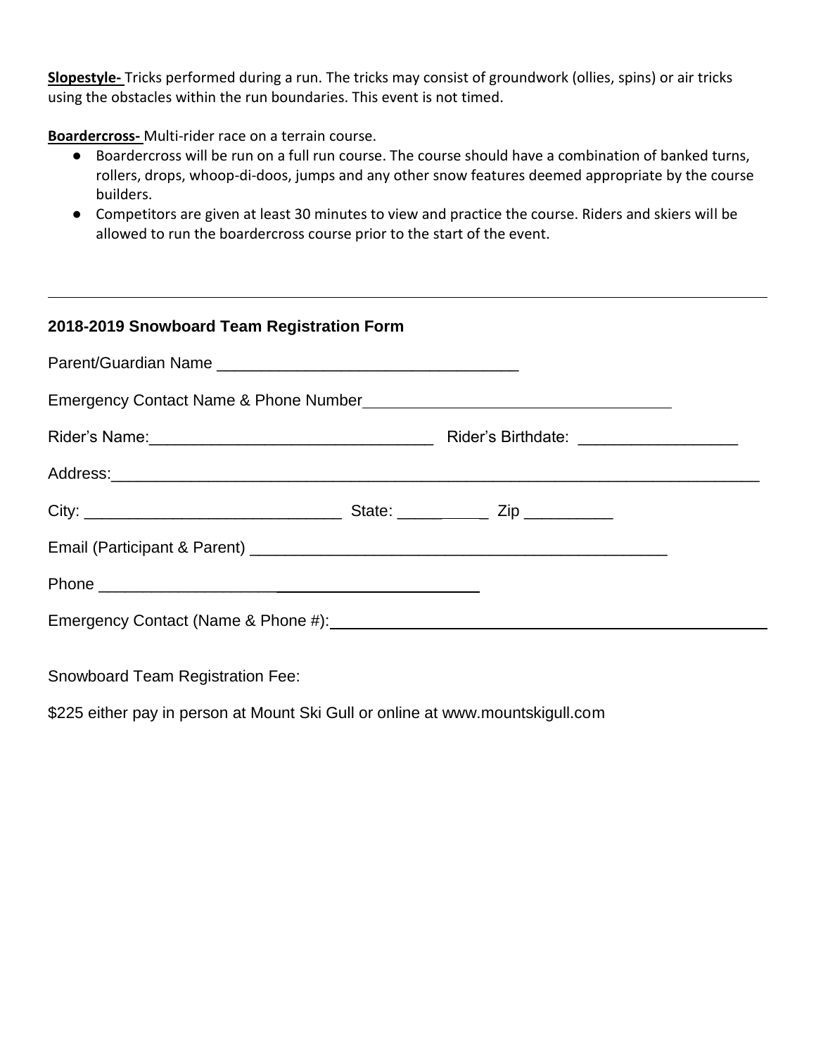**Slopestyle-** Tricks performed during a run. The tricks may consist of groundwork (ollies, spins) or air tricks using the obstacles within the run boundaries. This event is not timed.

**Boardercross-** Multi-rider race on a terrain course.

- Boardercross will be run on a full run course. The course should have a combination of banked turns, rollers, drops, whoop-di-doos, jumps and any other snow features deemed appropriate by the course builders.
- Competitors are given at least 30 minutes to view and practice the course. Riders and skiers will be allowed to run the boardercross course prior to the start of the event.

---

### 2018-2019 Snowboard Team Registration Form

Parent/Guardian Name ___________________________________

Emergency Contact Name & Phone Number___________________________________

Rider's Name:________________________________ Rider's Birthdate: __________________

Address:___________________________________________________________________________

City: _____________________________ State: ___________ Zip __________

Email (Participant & Parent) ________________________________________________

Phone ____________________________________________

Emergency Contact (Name & Phone #):_________________________________________________

Snowboard Team Registration Fee:

$225 either pay in person at Mount Ski Gull or online at www.mountskigull.com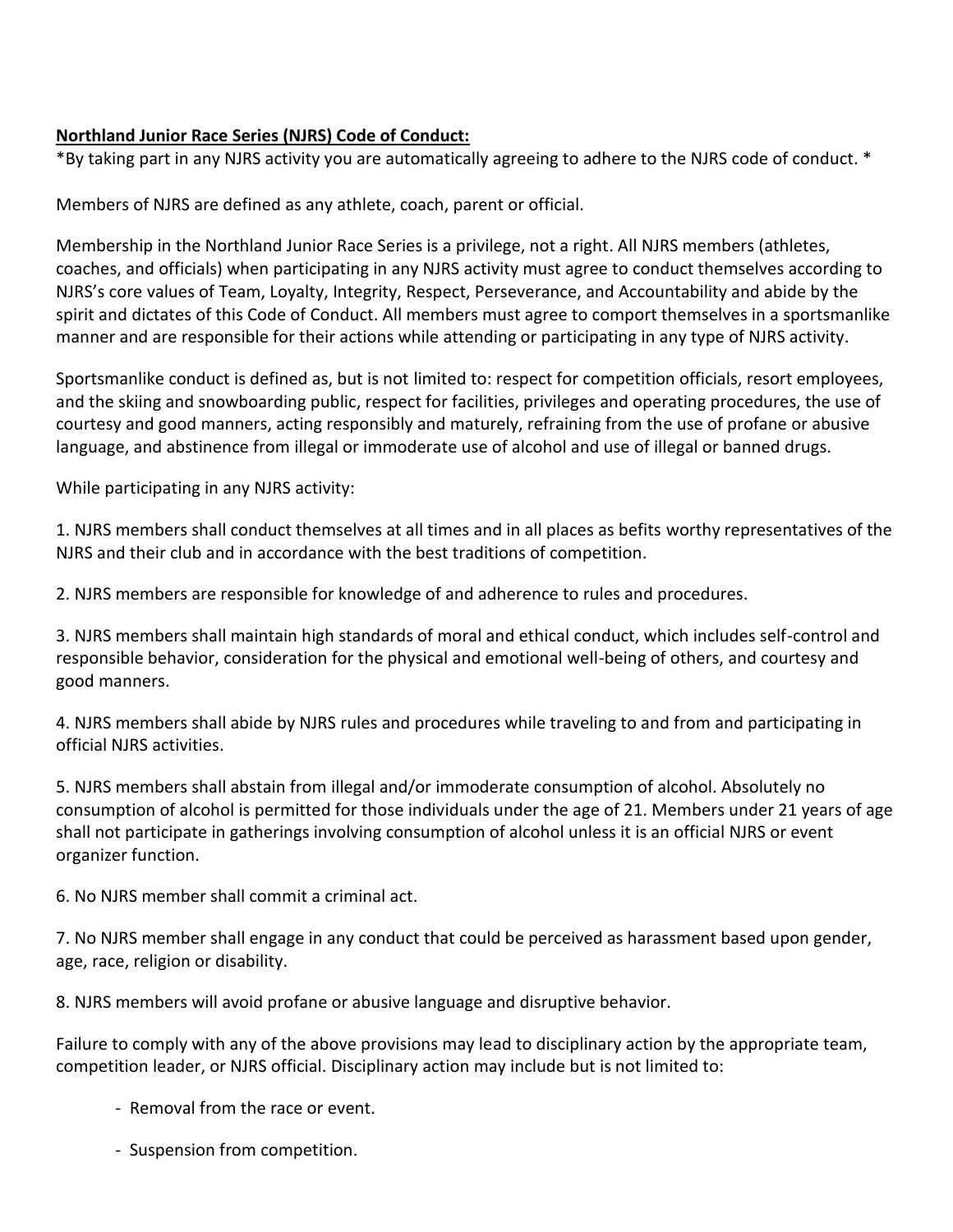**Northland Junior Race Series (NJRS) Code of Conduct:**

*By taking part in any NJRS activity you are automatically agreeing to adhere to the NJRS code of conduct. *

Members of NJRS are defined as any athlete, coach, parent or official.

Membership in the Northland Junior Race Series is a privilege, not a right. All NJRS members (athletes, coaches, and officials) when participating in any NJRS activity must agree to conduct themselves according to NJRS's core values of Team, Loyalty, Integrity, Respect, Perseverance, and Accountability and abide by the spirit and dictates of this Code of Conduct. All members must agree to comport themselves in a sportsmanlike manner and are responsible for their actions while attending or participating in any type of NJRS activity.

Sportsmanlike conduct is defined as, but is not limited to: respect for competition officials, resort employees, and the skiing and snowboarding public, respect for facilities, privileges and operating procedures, the use of courtesy and good manners, acting responsibly and maturely, refraining from the use of profane or abusive language, and abstinence from illegal or immoderate use of alcohol and use of illegal or banned drugs.

While participating in any NJRS activity:

1. NJRS members shall conduct themselves at all times and in all places as befits worthy representatives of the NJRS and their club and in accordance with the best traditions of competition.

2. NJRS members are responsible for knowledge of and adherence to rules and procedures.

3. NJRS members shall maintain high standards of moral and ethical conduct, which includes self-control and responsible behavior, consideration for the physical and emotional well-being of others, and courtesy and good manners.

4. NJRS members shall abide by NJRS rules and procedures while traveling to and from and participating in official NJRS activities.

5. NJRS members shall abstain from illegal and/or immoderate consumption of alcohol. Absolutely no consumption of alcohol is permitted for those individuals under the age of 21. Members under 21 years of age shall not participate in gatherings involving consumption of alcohol unless it is an official NJRS or event organizer function.

6. No NJRS member shall commit a criminal act.

7. No NJRS member shall engage in any conduct that could be perceived as harassment based upon gender, age, race, religion or disability.

8. NJRS members will avoid profane or abusive language and disruptive behavior.

Failure to comply with any of the above provisions may lead to disciplinary action by the appropriate team, competition leader, or NJRS official. Disciplinary action may include but is not limited to:

- Removal from the race or event.
- Suspension from competition.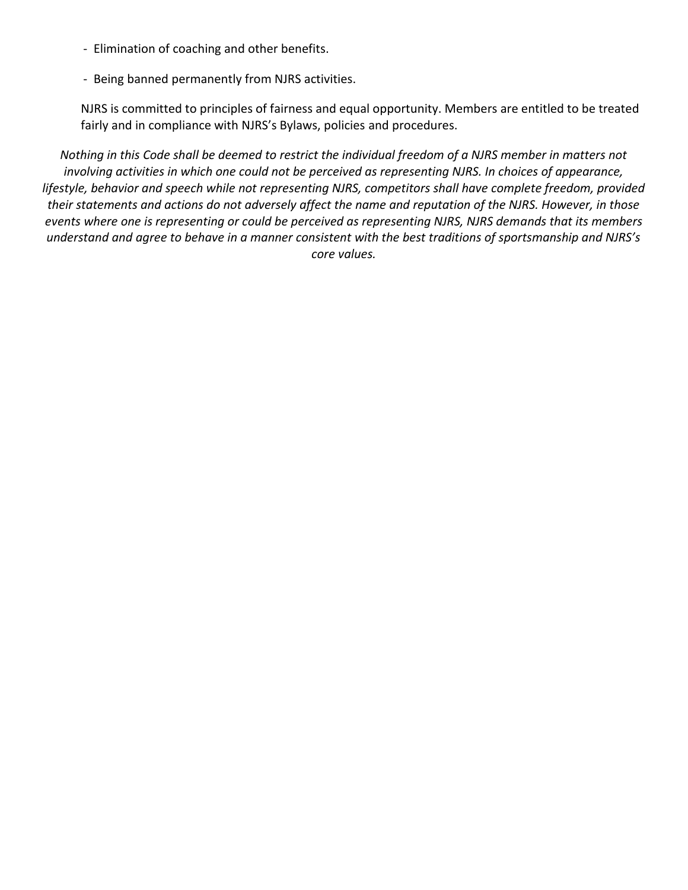- Elimination of coaching and other benefits.
- Being banned permanently from NJRS activities.

NJRS is committed to principles of fairness and equal opportunity. Members are entitled to be treated fairly and in compliance with NJRS's Bylaws, policies and procedures.

*Nothing in this Code shall be deemed to restrict the individual freedom of a NJRS member in matters not involving activities in which one could not be perceived as representing NJRS. In choices of appearance, lifestyle, behavior and speech while not representing NJRS, competitors shall have complete freedom, provided their statements and actions do not adversely affect the name and reputation of the NJRS. However, in those events where one is representing or could be perceived as representing NJRS, NJRS demands that its members understand and agree to behave in a manner consistent with the best traditions of sportsmanship and NJRS's core values.*